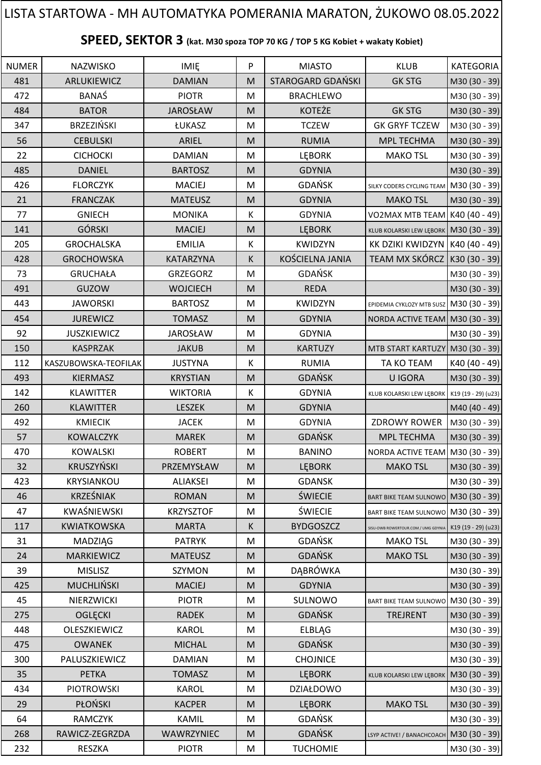# LISTA STARTOWA - MH AUTOMATYKA POMERANIA MARATON, ŻUKOWO 08.05.2022

## SPEED, SEKTOR 3 (kat. M30 spoza TOP 70 KG / TOP 5 KG Kobiet + wakaty Kobiet)

| NUMER | NAZWISKO | IMIĘ | P | MIASTO | KLUB | KATEGORIA |
|---|---|---|---|---|---|---|
| 481 | ARLUKIEWICZ | DAMIAN | M | STAROGARD GDAŃSKI | GK STG | M30 (30 - 39) |
| 472 | BANAŚ | PIOTR | M | BRACHLEWO | | M30 (30 - 39) |
| 484 | BATOR | JAROSŁAW | M | KOTEŻE | GK STG | M30 (30 - 39) |
| 347 | BRZEZIŃSKI | ŁUKASZ | M | TCZEW | GK GRYF TCZEW | M30 (30 - 39) |
| 56 | CEBULSKI | ARIEL | M | RUMIA | MPL TECHMA | M30 (30 - 39) |
| 22 | CICHOCKI | DAMIAN | M | LĘBORK | MAKO TSL | M30 (30 - 39) |
| 485 | DANIEL | BARTOSZ | M | GDYNIA | | M30 (30 - 39) |
| 426 | FLORCZYK | MACIEJ | M | GDAŃSK | SILKY CODERS CYCLING TEAM | M30 (30 - 39) |
| 21 | FRANCZAK | MATEUSZ | M | GDYNIA | MAKO TSL | M30 (30 - 39) |
| 77 | GNIECH | MONIKA | K | GDYNIA | VO2MAX MTB TEAM | K40 (40 - 49) |
| 141 | GÓRSKI | MACIEJ | M | LĘBORK | KLUB KOLARSKI LEW LĘBORK | M30 (30 - 39) |
| 205 | GROCHALSKA | EMILIA | K | KWIDZYN | KK DZIKI KWIDZYN | K40 (40 - 49) |
| 428 | GROCHOWSKA | KATARZYNA | K | KOŚCIELNA JANIA | TEAM MX SKÓRCZ | K30 (30 - 39) |
| 73 | GRUCHAŁA | GRZEGORZ | M | GDAŃSK | | M30 (30 - 39) |
| 491 | GUZOW | WOJCIECH | M | REDA | | M30 (30 - 39) |
| 443 | JAWORSKI | BARTOSZ | M | KWIDZYN | EPIDEMIA CYKLOZY MTB SUSZ | M30 (30 - 39) |
| 454 | JUREWICZ | TOMASZ | M | GDYNIA | NORDA ACTIVE TEAM | M30 (30 - 39) |
| 92 | JUSZKIEWICZ | JAROSŁAW | M | GDYNIA | | M30 (30 - 39) |
| 150 | KASPRZAK | JAKUB | M | KARTUZY | MTB START KARTUZY | M30 (30 - 39) |
| 112 | KASZUBOWSKA-TEOFILAK | JUSTYNA | K | RUMIA | TA KO TEAM | K40 (40 - 49) |
| 493 | KIERMASZ | KRYSTIAN | M | GDAŃSK | U IGORA | M30 (30 - 39) |
| 142 | KLAWITTER | WIKTORIA | K | GDYNIA | KLUB KOLARSKI LEW LĘBORK | K19 (19 - 29) (u23) |
| 260 | KLAWITTER | LESZEK | M | GDYNIA | | M40 (40 - 49) |
| 492 | KMIECIK | JACEK | M | GDYNIA | ZDROWY ROWER | M30 (30 - 39) |
| 57 | KOWALCZYK | MAREK | M | GDAŃSK | MPL TECHMA | M30 (30 - 39) |
| 470 | KOWALSKI | ROBERT | M | BANINO | NORDA ACTIVE TEAM | M30 (30 - 39) |
| 32 | KRUSZYŃSKI | PRZEMYSŁAW | M | LĘBORK | MAKO TSL | M30 (30 - 39) |
| 423 | KRYSIANKOU | ALIAKSEI | M | GDANSK | | M30 (30 - 39) |
| 46 | KRZEŚNIAK | ROMAN | M | ŚWIECIE | BART BIKE TEAM SULNOWO | M30 (30 - 39) |
| 47 | KWAŚNIEWSKI | KRZYSZTOF | M | ŚWIECIE | BART BIKE TEAM SULNOWO | M30 (30 - 39) |
| 117 | KWIATKOWSKA | MARTA | K | BYDGOSZCZ | SISU-OWB ROWERTOUR.COM / UMG GDYNIA | K19 (19 - 29) (u23) |
| 31 | MADZIĄG | PATRYK | M | GDAŃSK | MAKO TSL | M30 (30 - 39) |
| 24 | MARKIEWICZ | MATEUSZ | M | GDAŃSK | MAKO TSL | M30 (30 - 39) |
| 39 | MISLISZ | SZYMON | M | DĄBRÓWKA | | M30 (30 - 39) |
| 425 | MUCHLIŃSKI | MACIEJ | M | GDYNIA | | M30 (30 - 39) |
| 45 | NIERZWICKI | PIOTR | M | SULNOWO | BART BIKE TEAM SULNOWO | M30 (30 - 39) |
| 275 | OGLĘCKI | RADEK | M | GDAŃSK | TREJRENT | M30 (30 - 39) |
| 448 | OLESZKIEWICZ | KAROL | M | ELBLĄG | | M30 (30 - 39) |
| 475 | OWANEK | MICHAL | M | GDAŃSK | | M30 (30 - 39) |
| 300 | PALUSZKIEWICZ | DAMIAN | M | CHOJNICE | | M30 (30 - 39) |
| 35 | PETKA | TOMASZ | M | LĘBORK | KLUB KOLARSKI LEW LĘBORK | M30 (30 - 39) |
| 434 | PIOTROWSKI | KAROL | M | DZIAŁDOWO | | M30 (30 - 39) |
| 29 | PŁOŃSKI | KACPER | M | LĘBORK | MAKO TSL | M30 (30 - 39) |
| 64 | RAMCZYK | KAMIL | M | GDAŃSK | | M30 (30 - 39) |
| 268 | RAWICZ-ZEGRZDA | WAWRZYNIEC | M | GDAŃSK | LSYP ACTIVE! / BANACHCOACH | M30 (30 - 39) |
| 232 | RESZKA | PIOTR | M | TUCHOMIE | | M30 (30 - 39) |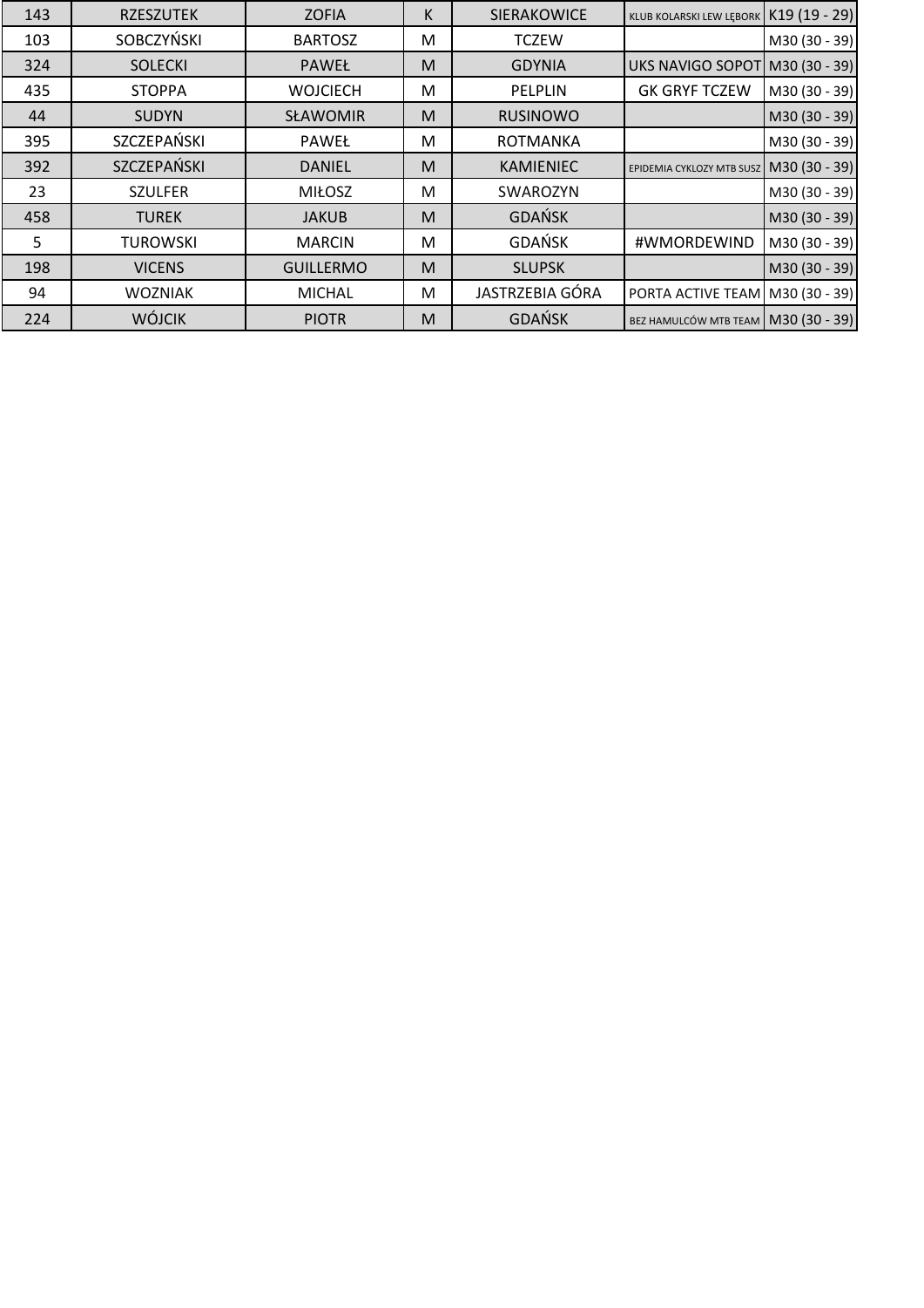| | | | | | | |
|---|---|---|---|---|---|---|
| 143 | RZESZUTEK | ZOFIA | K | SIERAKOWICE | KLUB KOLARSKI LEW LĘBORK | K19 (19 - 29) |
| 103 | SOBCZYŃSKI | BARTOSZ | M | TCZEW | | M30 (30 - 39) |
| 324 | SOLECKI | PAWEŁ | M | GDYNIA | UKS NAVIGO SOPOT | M30 (30 - 39) |
| 435 | STOPPA | WOJCIECH | M | PELPLIN | GK GRYF TCZEW | M30 (30 - 39) |
| 44 | SUDYN | SŁAWOMIR | M | RUSINOWO | | M30 (30 - 39) |
| 395 | SZCZEPAŃSKI | PAWEŁ | M | ROTMANKA | | M30 (30 - 39) |
| 392 | SZCZEPAŃSKI | DANIEL | M | KAMIENIEC | EPIDEMIA CYKLOZY MTB SUSZ | M30 (30 - 39) |
| 23 | SZULFER | MIŁOSZ | M | SWAROZYN | | M30 (30 - 39) |
| 458 | TUREK | JAKUB | M | GDAŃSK | | M30 (30 - 39) |
| 5 | TUROWSKI | MARCIN | M | GDAŃSK | #WMORDEWIND | M30 (30 - 39) |
| 198 | VICENS | GUILLERMO | M | SLUPSK | | M30 (30 - 39) |
| 94 | WOZNIAK | MICHAL | M | JASTRZEBIA GÓRA | PORTA ACTIVE TEAM | M30 (30 - 39) |
| 224 | WÓJCIK | PIOTR | M | GDAŃSK | BEZ HAMULCÓW MTB TEAM | M30 (30 - 39) |